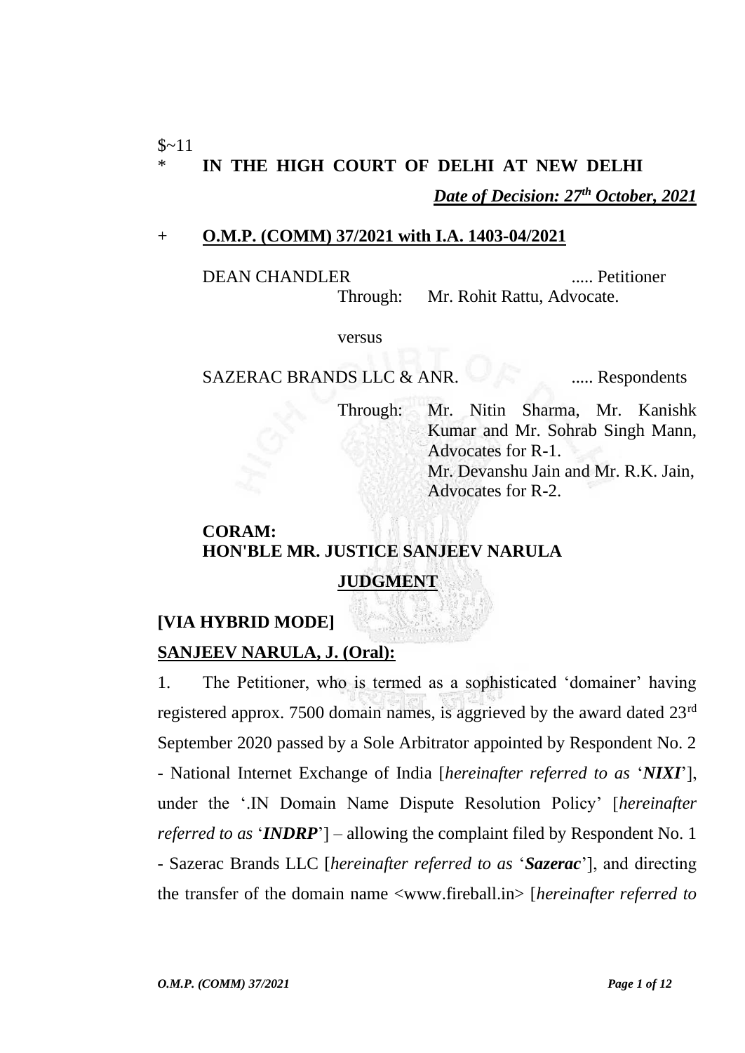$~11

\* **IN THE HIGH COURT OF DELHI AT NEW DELHI**

***Date of Decision: 27th October, 2021***

\+ **O.M.P. (COMM) 37/2021 with I.A. 1403-04/2021**

DEAN CHANDLER ..... Petitioner

Through: Mr. Rohit Rattu, Advocate.

versus

SAZERAC BRANDS LLC & ANR. ..... Respondents

Through: Mr. Nitin Sharma, Mr. Kanishk Kumar and Mr. Sohrab Singh Mann, Advocates for R-1.
Mr. Devanshu Jain and Mr. R.K. Jain, Advocates for R-2.

**CORAM:**
**HON'BLE MR. JUSTICE SANJEEV NARULA**

**JUDGMENT**

**[VIA HYBRID MODE]**

**SANJEEV NARULA, J. (Oral):**

1. The Petitioner, who is termed as a sophisticated 'domainer' having registered approx. 7500 domain names, is aggrieved by the award dated 23rd September 2020 passed by a Sole Arbitrator appointed by Respondent No. 2 - National Internet Exchange of India [*hereinafter referred to as* '***NIXI***'], under the '.IN Domain Name Dispute Resolution Policy' [*hereinafter referred to as* '***INDRP***'] – allowing the complaint filed by Respondent No. 1 - Sazerac Brands LLC [*hereinafter referred to as* '***Sazerac***'], and directing the transfer of the domain name <www.fireball.in> [*hereinafter referred to*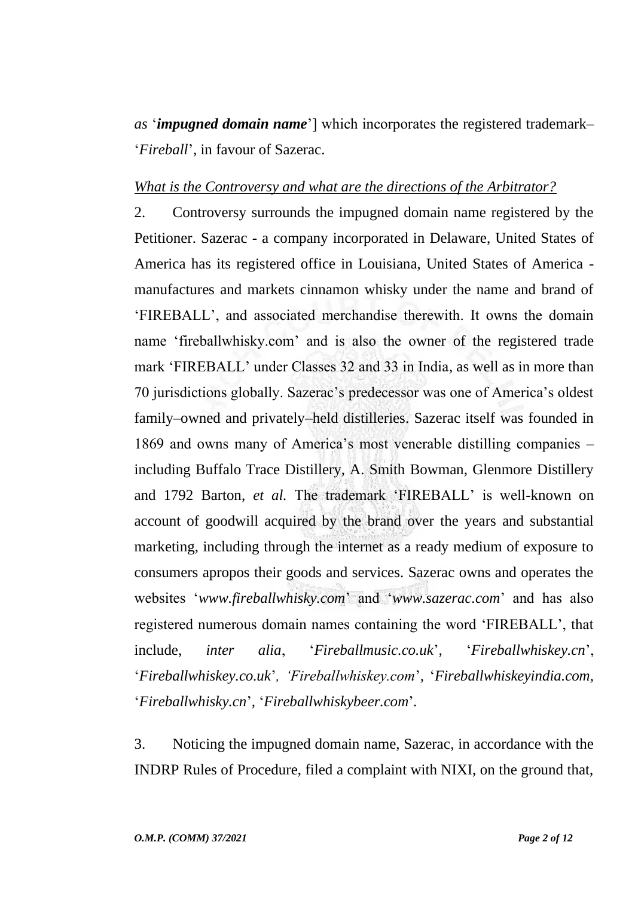*as* '***impugned domain name***'] which incorporates the registered trademark– '*Fireball*', in favour of Sazerac.

*What is the Controversy and what are the directions of the Arbitrator?*

2. Controversy surrounds the impugned domain name registered by the Petitioner. Sazerac - a company incorporated in Delaware, United States of America has its registered office in Louisiana, United States of America - manufactures and markets cinnamon whisky under the name and brand of 'FIREBALL', and associated merchandise therewith. It owns the domain name 'fireballwhisky.com' and is also the owner of the registered trade mark 'FIREBALL' under Classes 32 and 33 in India, as well as in more than 70 jurisdictions globally. Sazerac's predecessor was one of America's oldest family–owned and privately–held distilleries. Sazerac itself was founded in 1869 and owns many of America's most venerable distilling companies – including Buffalo Trace Distillery, A. Smith Bowman, Glenmore Distillery and 1792 Barton, *et al.* The trademark 'FIREBALL' is well-known on account of goodwill acquired by the brand over the years and substantial marketing, including through the internet as a ready medium of exposure to consumers apropos their goods and services. Sazerac owns and operates the websites '*www.fireballwhisky.com*' and '*www.sazerac.com*' and has also registered numerous domain names containing the word 'FIREBALL', that include, *inter alia*, '*Fireballmusic.co.uk*', '*Fireballwhiskey.cn*', '*Fireballwhiskey.co.uk*', *'Fireballwhiskey.com*', '*Fireballwhiskeyindia.com,* '*Fireballwhisky.cn*', '*Fireballwhiskybeer.com*'.

3. Noticing the impugned domain name, Sazerac, in accordance with the INDRP Rules of Procedure, filed a complaint with NIXI, on the ground that,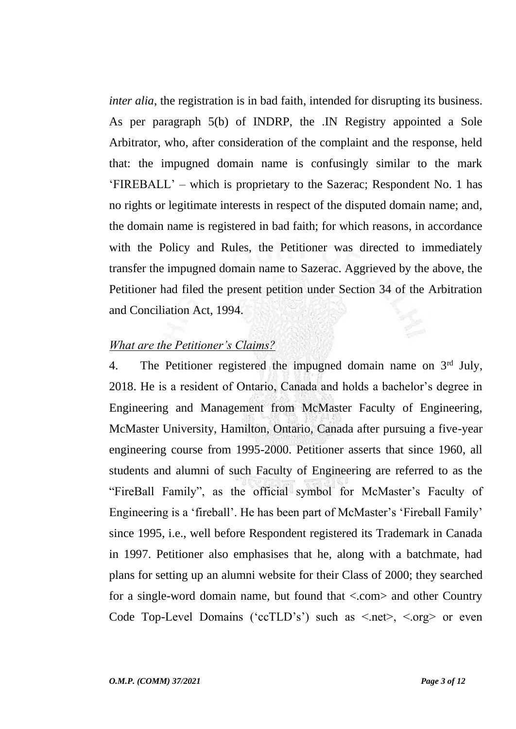*inter alia*, the registration is in bad faith, intended for disrupting its business. As per paragraph 5(b) of INDRP, the .IN Registry appointed a Sole Arbitrator, who, after consideration of the complaint and the response, held that: the impugned domain name is confusingly similar to the mark 'FIREBALL' – which is proprietary to the Sazerac; Respondent No. 1 has no rights or legitimate interests in respect of the disputed domain name; and, the domain name is registered in bad faith; for which reasons, in accordance with the Policy and Rules, the Petitioner was directed to immediately transfer the impugned domain name to Sazerac. Aggrieved by the above, the Petitioner had filed the present petition under Section 34 of the Arbitration and Conciliation Act, 1994.

*What are the Petitioner's Claims?*

4. The Petitioner registered the impugned domain name on 3rd July, 2018. He is a resident of Ontario, Canada and holds a bachelor's degree in Engineering and Management from McMaster Faculty of Engineering, McMaster University, Hamilton, Ontario, Canada after pursuing a five-year engineering course from 1995-2000. Petitioner asserts that since 1960, all students and alumni of such Faculty of Engineering are referred to as the "FireBall Family", as the official symbol for McMaster's Faculty of Engineering is a 'fireball'. He has been part of McMaster's 'Fireball Family' since 1995, i.e., well before Respondent registered its Trademark in Canada in 1997. Petitioner also emphasises that he, along with a batchmate, had plans for setting up an alumni website for their Class of 2000; they searched for a single-word domain name, but found that <.com> and other Country Code Top-Level Domains ('ccTLD's') such as <.net>, <.org> or even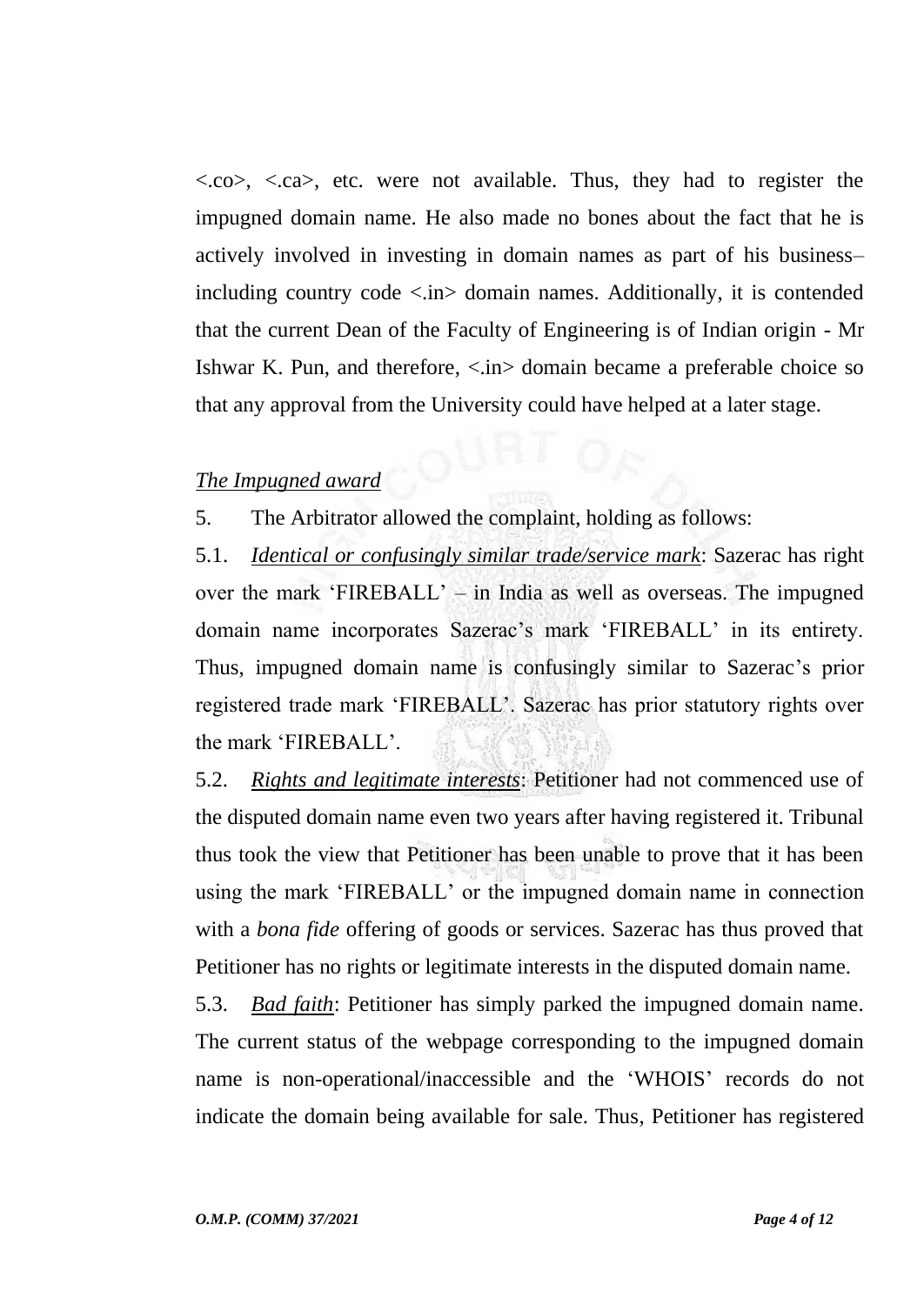<.co>, <.ca>, etc. were not available. Thus, they had to register the impugned domain name. He also made no bones about the fact that he is actively involved in investing in domain names as part of his business– including country code <.in> domain names. Additionally, it is contended that the current Dean of the Faculty of Engineering is of Indian origin - Mr Ishwar K. Pun, and therefore, <.in> domain became a preferable choice so that any approval from the University could have helped at a later stage.

*The Impugned award*

5. The Arbitrator allowed the complaint, holding as follows:

5.1. *Identical or confusingly similar trade/service mark*: Sazerac has right over the mark 'FIREBALL' – in India as well as overseas. The impugned domain name incorporates Sazerac's mark 'FIREBALL' in its entirety. Thus, impugned domain name is confusingly similar to Sazerac's prior registered trade mark 'FIREBALL'. Sazerac has prior statutory rights over the mark 'FIREBALL'.

5.2. *Rights and legitimate interests*: Petitioner had not commenced use of the disputed domain name even two years after having registered it. Tribunal thus took the view that Petitioner has been unable to prove that it has been using the mark 'FIREBALL' or the impugned domain name in connection with a *bona fide* offering of goods or services. Sazerac has thus proved that Petitioner has no rights or legitimate interests in the disputed domain name.

5.3. *Bad faith*: Petitioner has simply parked the impugned domain name. The current status of the webpage corresponding to the impugned domain name is non-operational/inaccessible and the 'WHOIS' records do not indicate the domain being available for sale. Thus, Petitioner has registered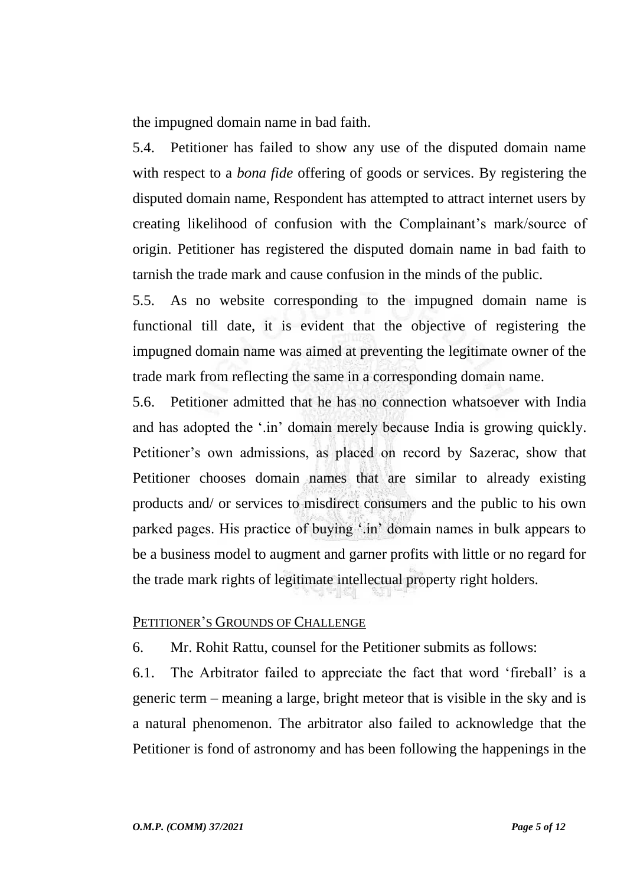the impugned domain name in bad faith.

5.4. Petitioner has failed to show any use of the disputed domain name with respect to a *bona fide* offering of goods or services. By registering the disputed domain name, Respondent has attempted to attract internet users by creating likelihood of confusion with the Complainant's mark/source of origin. Petitioner has registered the disputed domain name in bad faith to tarnish the trade mark and cause confusion in the minds of the public.

5.5. As no website corresponding to the impugned domain name is functional till date, it is evident that the objective of registering the impugned domain name was aimed at preventing the legitimate owner of the trade mark from reflecting the same in a corresponding domain name.

5.6. Petitioner admitted that he has no connection whatsoever with India and has adopted the '.in' domain merely because India is growing quickly. Petitioner's own admissions, as placed on record by Sazerac, show that Petitioner chooses domain names that are similar to already existing products and/ or services to misdirect consumers and the public to his own parked pages. His practice of buying '.in' domain names in bulk appears to be a business model to augment and garner profits with little or no regard for the trade mark rights of legitimate intellectual property right holders.

PETITIONER'S GROUNDS OF CHALLENGE

6. Mr. Rohit Rattu, counsel for the Petitioner submits as follows:

6.1. The Arbitrator failed to appreciate the fact that word 'fireball' is a generic term – meaning a large, bright meteor that is visible in the sky and is a natural phenomenon. The arbitrator also failed to acknowledge that the Petitioner is fond of astronomy and has been following the happenings in the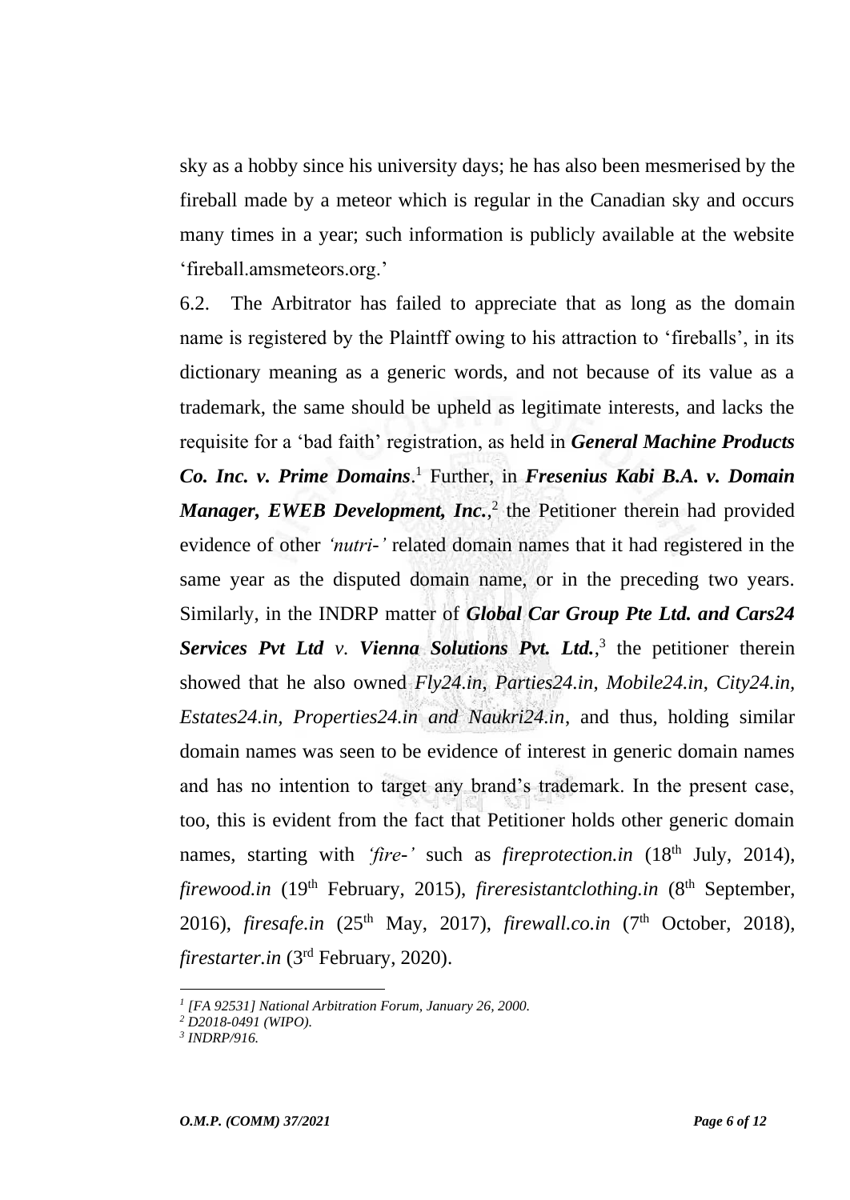sky as a hobby since his university days; he has also been mesmerised by the fireball made by a meteor which is regular in the Canadian sky and occurs many times in a year; such information is publicly available at the website 'fireball.amsmeteors.org.'

6.2. The Arbitrator has failed to appreciate that as long as the domain name is registered by the Plaintff owing to his attraction to 'fireballs', in its dictionary meaning as a generic words, and not because of its value as a trademark, the same should be upheld as legitimate interests, and lacks the requisite for a 'bad faith' registration, as held in ***General Machine Products Co. Inc. v. Prime Domains***.[1] Further, in ***Fresenius Kabi B.A. v. Domain Manager, EWEB Development, Inc.***,[2] the Petitioner therein had provided evidence of other *'nutri-'* related domain names that it had registered in the same year as the disputed domain name, or in the preceding two years. Similarly, in the INDRP matter of ***Global Car Group Pte Ltd. and Cars24 Services Pvt Ltd v. Vienna Solutions Pvt. Ltd.***,[3] the petitioner therein showed that he also owned *Fly24.in*, *Parties24.in*, *Mobile24.in*, *City24.in*, *Estates24.in, Properties24.in and Naukri24.in*, and thus, holding similar domain names was seen to be evidence of interest in generic domain names and has no intention to target any brand's trademark. In the present case, too, this is evident from the fact that Petitioner holds other generic domain names, starting with *'fire-'* such as *fireprotection.in* (18th July, 2014), *firewood.in* (19th February, 2015), *fireresistantclothing.in* (8th September, 2016), *firesafe.in* (25th May, 2017), *firewall.co.in* (7th October, 2018), *firestarter.in* (3rd February, 2020).

---

*[1] [FA 92531] National Arbitration Forum, January 26, 2000.*

*[2] D2018-0491 (WIPO).*

*[3] INDRP/916.*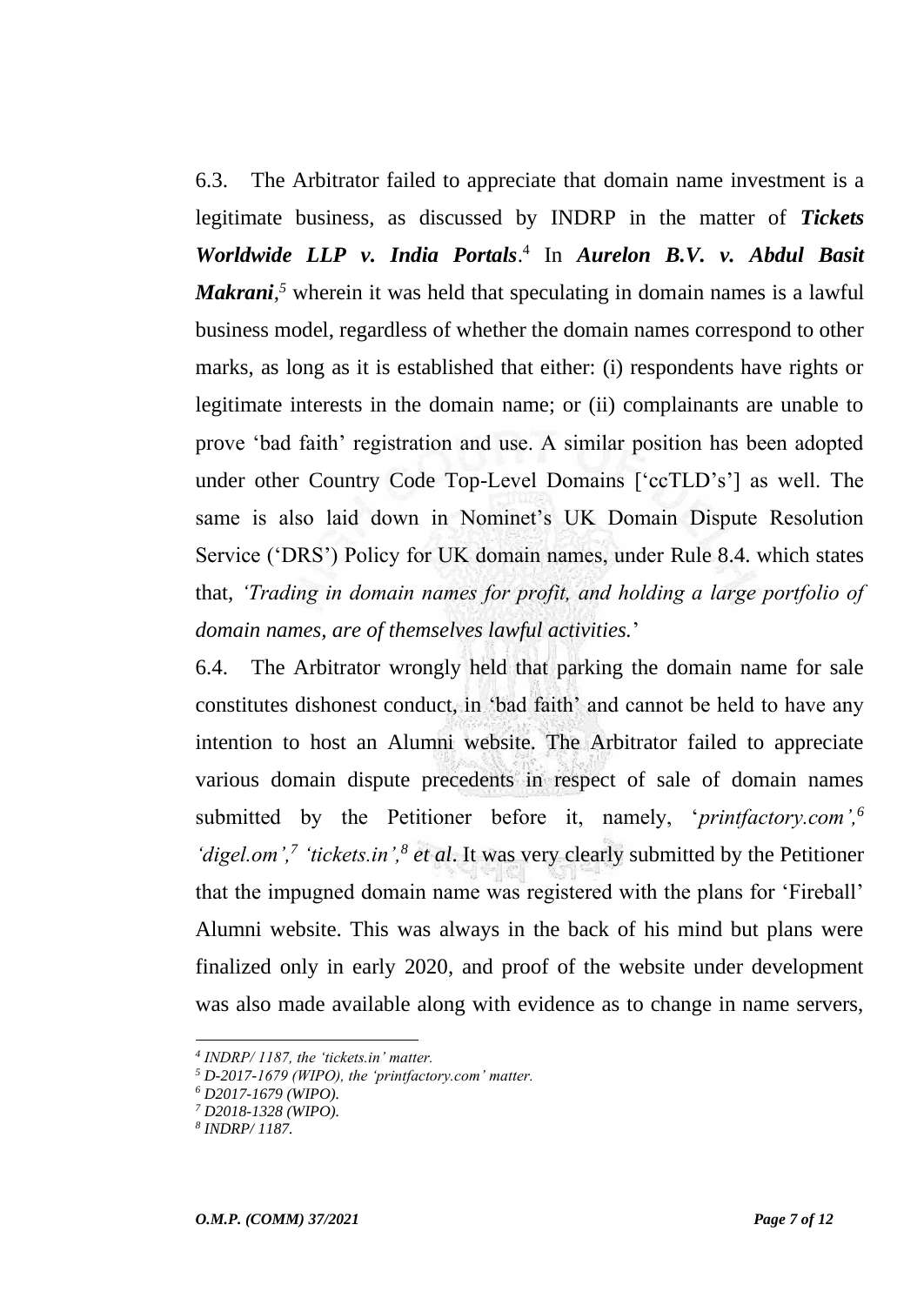6.3. The Arbitrator failed to appreciate that domain name investment is a legitimate business, as discussed by INDRP in the matter of ***Tickets Worldwide LLP v. India Portals***.[4] In ***Aurelon B.V. v. Abdul Basit Makrani***,[5] wherein it was held that speculating in domain names is a lawful business model, regardless of whether the domain names correspond to other marks, as long as it is established that either: (i) respondents have rights or legitimate interests in the domain name; or (ii) complainants are unable to prove 'bad faith' registration and use. A similar position has been adopted under other Country Code Top-Level Domains ['ccTLD's'] as well. The same is also laid down in Nominet's UK Domain Dispute Resolution Service ('DRS') Policy for UK domain names, under Rule 8.4. which states that, *'Trading in domain names for profit, and holding a large portfolio of domain names, are of themselves lawful activities.*'

6.4. The Arbitrator wrongly held that parking the domain name for sale constitutes dishonest conduct, in 'bad faith' and cannot be held to have any intention to host an Alumni website. The Arbitrator failed to appreciate various domain dispute precedents in respect of sale of domain names submitted by the Petitioner before it, namely, '*printfactory.com',*[6] *'digel.om',*[7] *'tickets.in',*[8] *et al*. It was very clearly submitted by the Petitioner that the impugned domain name was registered with the plans for 'Fireball' Alumni website. This was always in the back of his mind but plans were finalized only in early 2020, and proof of the website under development was also made available along with evidence as to change in name servers,

---

[4] *INDRP/ 1187, the 'tickets.in' matter.*

[5] *D-2017-1679 (WIPO), the 'printfactory.com' matter.*

[6] *D2017-1679 (WIPO).*

[7] *D2018-1328 (WIPO).*

[8] *INDRP/ 1187.*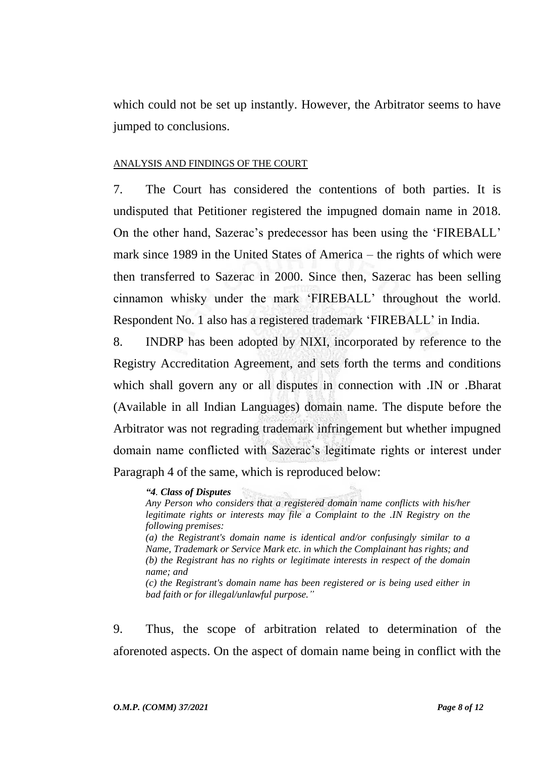which could not be set up instantly. However, the Arbitrator seems to have jumped to conclusions.

ANALYSIS AND FINDINGS OF THE COURT

7. The Court has considered the contentions of both parties. It is undisputed that Petitioner registered the impugned domain name in 2018. On the other hand, Sazerac's predecessor has been using the 'FIREBALL' mark since 1989 in the United States of America – the rights of which were then transferred to Sazerac in 2000. Since then, Sazerac has been selling cinnamon whisky under the mark 'FIREBALL' throughout the world. Respondent No. 1 also has a registered trademark 'FIREBALL' in India.

8. INDRP has been adopted by NIXI, incorporated by reference to the Registry Accreditation Agreement, and sets forth the terms and conditions which shall govern any or all disputes in connection with .IN or .Bharat (Available in all Indian Languages) domain name. The dispute before the Arbitrator was not regrading trademark infringement but whether impugned domain name conflicted with Sazerac's legitimate rights or interest under Paragraph 4 of the same, which is reproduced below:

> ***"4. Class of Disputes***
> *Any Person who considers that a registered domain name conflicts with his/her legitimate rights or interests may file a Complaint to the .IN Registry on the following premises:*
> *(a) the Registrant's domain name is identical and/or confusingly similar to a Name, Trademark or Service Mark etc. in which the Complainant has rights; and*
> *(b) the Registrant has no rights or legitimate interests in respect of the domain name; and*
> *(c) the Registrant's domain name has been registered or is being used either in bad faith or for illegal/unlawful purpose."*

9. Thus, the scope of arbitration related to determination of the aforenoted aspects. On the aspect of domain name being in conflict with the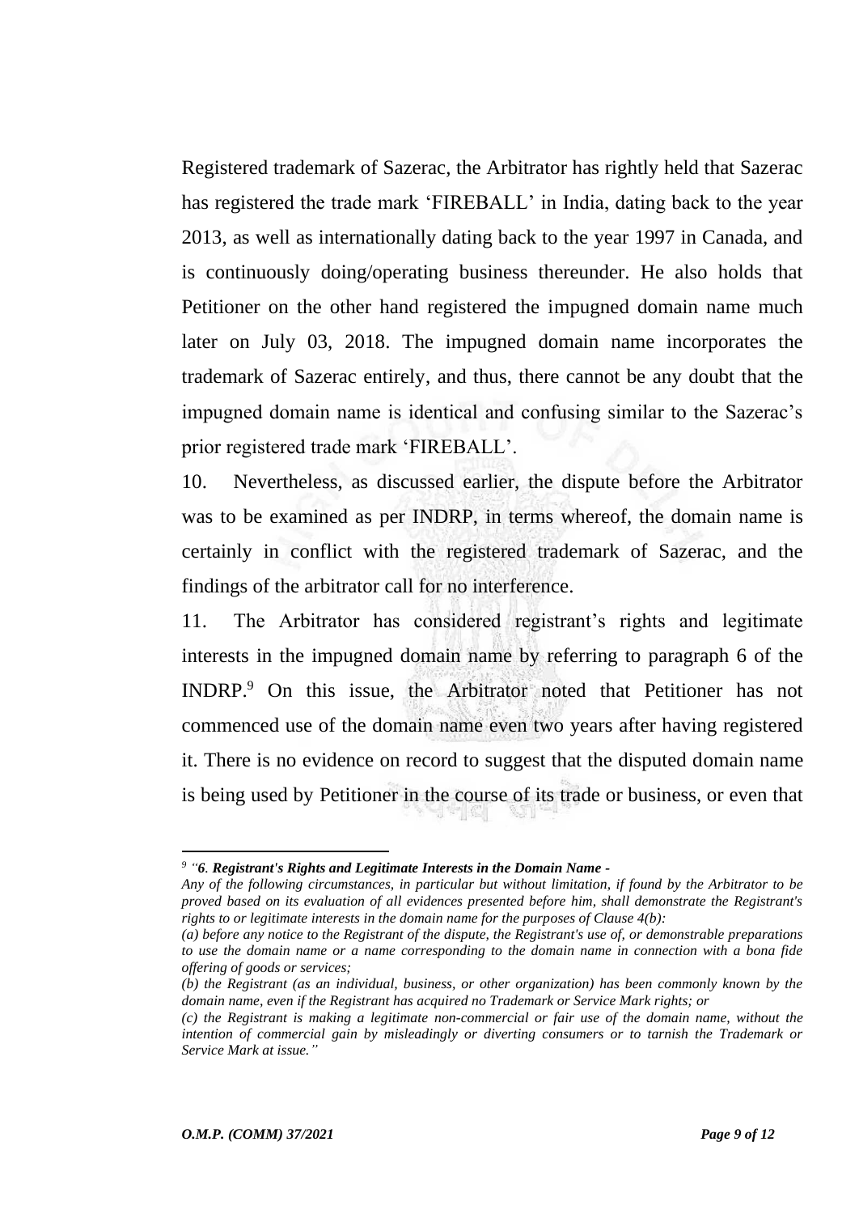Registered trademark of Sazerac, the Arbitrator has rightly held that Sazerac has registered the trade mark 'FIREBALL' in India, dating back to the year 2013, as well as internationally dating back to the year 1997 in Canada, and is continuously doing/operating business thereunder. He also holds that Petitioner on the other hand registered the impugned domain name much later on July 03, 2018. The impugned domain name incorporates the trademark of Sazerac entirely, and thus, there cannot be any doubt that the impugned domain name is identical and confusing similar to the Sazerac's prior registered trade mark 'FIREBALL'.

10. Nevertheless, as discussed earlier, the dispute before the Arbitrator was to be examined as per INDRP, in terms whereof, the domain name is certainly in conflict with the registered trademark of Sazerac, and the findings of the arbitrator call for no interference.

11. The Arbitrator has considered registrant's rights and legitimate interests in the impugned domain name by referring to paragraph 6 of the INDRP.[9] On this issue, the Arbitrator noted that Petitioner has not commenced use of the domain name even two years after having registered it. There is no evidence on record to suggest that the disputed domain name is being used by Petitioner in the course of its trade or business, or even that

---

[9] *"**6. Registrant's Rights and Legitimate Interests in the Domain Name -***

*Any of the following circumstances, in particular but without limitation, if found by the Arbitrator to be proved based on its evaluation of all evidences presented before him, shall demonstrate the Registrant's rights to or legitimate interests in the domain name for the purposes of Clause 4(b):*

*(a) before any notice to the Registrant of the dispute, the Registrant's use of, or demonstrable preparations to use the domain name or a name corresponding to the domain name in connection with a bona fide offering of goods or services;*

*(b) the Registrant (as an individual, business, or other organization) has been commonly known by the domain name, even if the Registrant has acquired no Trademark or Service Mark rights; or*

*(c) the Registrant is making a legitimate non-commercial or fair use of the domain name, without the intention of commercial gain by misleadingly or diverting consumers or to tarnish the Trademark or Service Mark at issue."*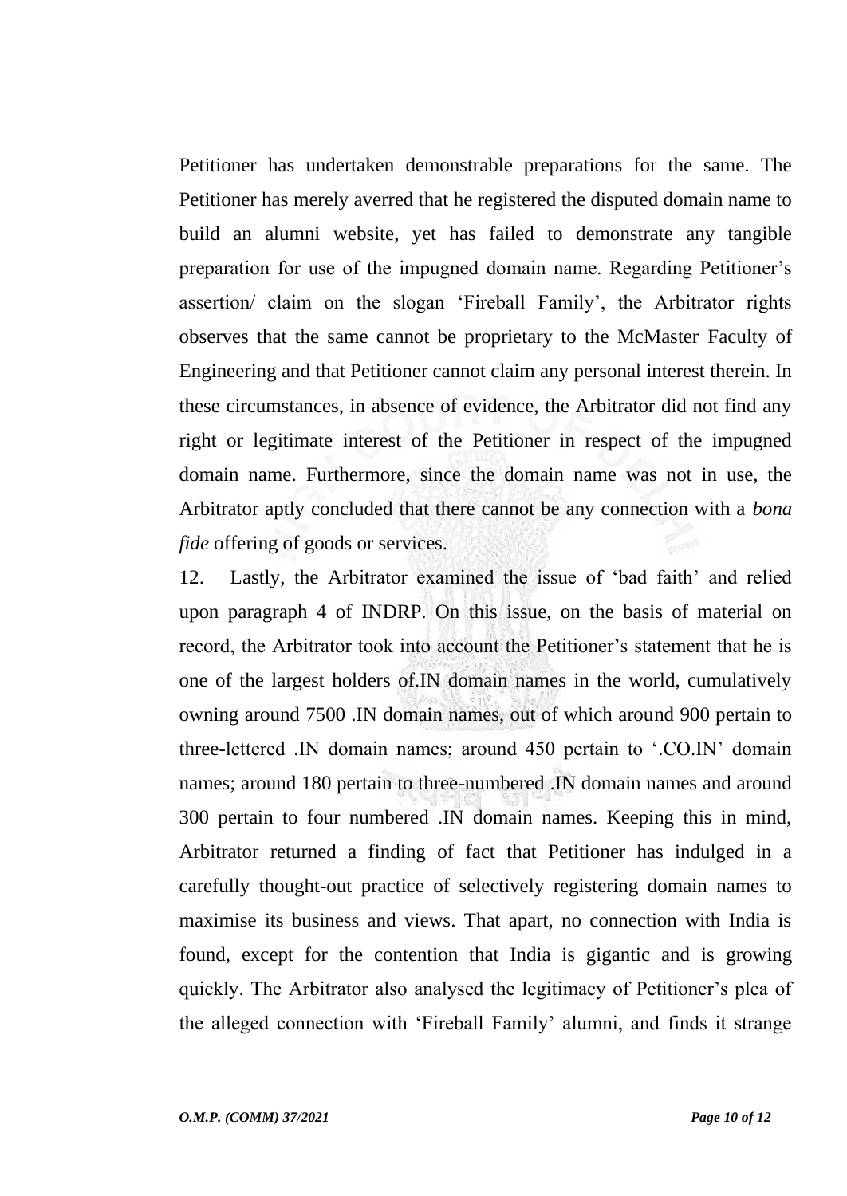Petitioner has undertaken demonstrable preparations for the same. The Petitioner has merely averred that he registered the disputed domain name to build an alumni website, yet has failed to demonstrate any tangible preparation for use of the impugned domain name. Regarding Petitioner's assertion/ claim on the slogan 'Fireball Family', the Arbitrator rights observes that the same cannot be proprietary to the McMaster Faculty of Engineering and that Petitioner cannot claim any personal interest therein. In these circumstances, in absence of evidence, the Arbitrator did not find any right or legitimate interest of the Petitioner in respect of the impugned domain name. Furthermore, since the domain name was not in use, the Arbitrator aptly concluded that there cannot be any connection with a *bona fide* offering of goods or services.

12. Lastly, the Arbitrator examined the issue of 'bad faith' and relied upon paragraph 4 of INDRP. On this issue, on the basis of material on record, the Arbitrator took into account the Petitioner's statement that he is one of the largest holders of.IN domain names in the world, cumulatively owning around 7500 .IN domain names, out of which around 900 pertain to three-lettered .IN domain names; around 450 pertain to '.CO.IN' domain names; around 180 pertain to three-numbered .IN domain names and around 300 pertain to four numbered .IN domain names. Keeping this in mind, Arbitrator returned a finding of fact that Petitioner has indulged in a carefully thought-out practice of selectively registering domain names to maximise its business and views. That apart, no connection with India is found, except for the contention that India is gigantic and is growing quickly. The Arbitrator also analysed the legitimacy of Petitioner's plea of the alleged connection with 'Fireball Family' alumni, and finds it strange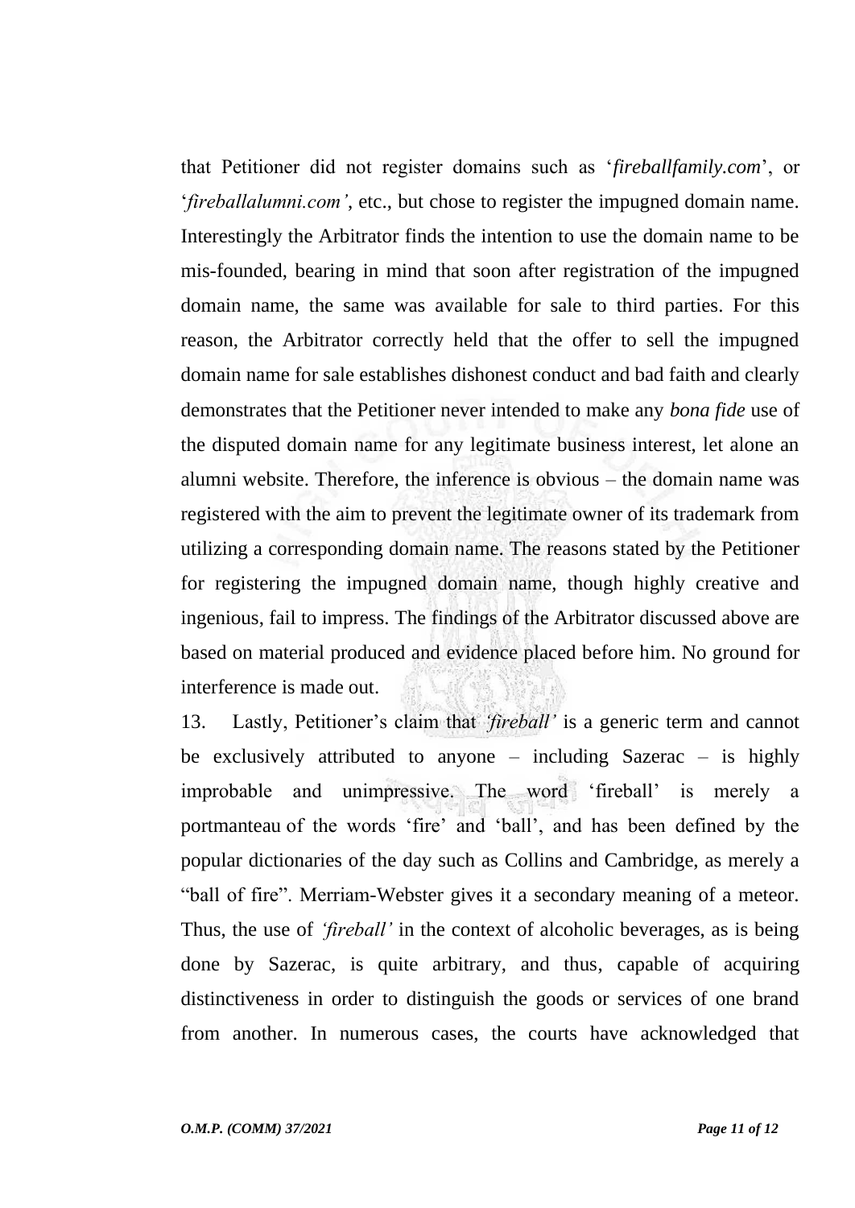that Petitioner did not register domains such as '*fireballfamily.com*', or '*fireballalumni.com'*, etc., but chose to register the impugned domain name. Interestingly the Arbitrator finds the intention to use the domain name to be mis-founded, bearing in mind that soon after registration of the impugned domain name, the same was available for sale to third parties. For this reason, the Arbitrator correctly held that the offer to sell the impugned domain name for sale establishes dishonest conduct and bad faith and clearly demonstrates that the Petitioner never intended to make any *bona fide* use of the disputed domain name for any legitimate business interest, let alone an alumni website. Therefore, the inference is obvious – the domain name was registered with the aim to prevent the legitimate owner of its trademark from utilizing a corresponding domain name. The reasons stated by the Petitioner for registering the impugned domain name, though highly creative and ingenious, fail to impress. The findings of the Arbitrator discussed above are based on material produced and evidence placed before him. No ground for interference is made out.

13. Lastly, Petitioner's claim that *'fireball'* is a generic term and cannot be exclusively attributed to anyone – including Sazerac – is highly improbable and unimpressive. The word 'fireball' is merely a portmanteau of the words 'fire' and 'ball', and has been defined by the popular dictionaries of the day such as Collins and Cambridge, as merely a "ball of fire". Merriam-Webster gives it a secondary meaning of a meteor. Thus, the use of *'fireball'* in the context of alcoholic beverages, as is being done by Sazerac, is quite arbitrary, and thus, capable of acquiring distinctiveness in order to distinguish the goods or services of one brand from another. In numerous cases, the courts have acknowledged that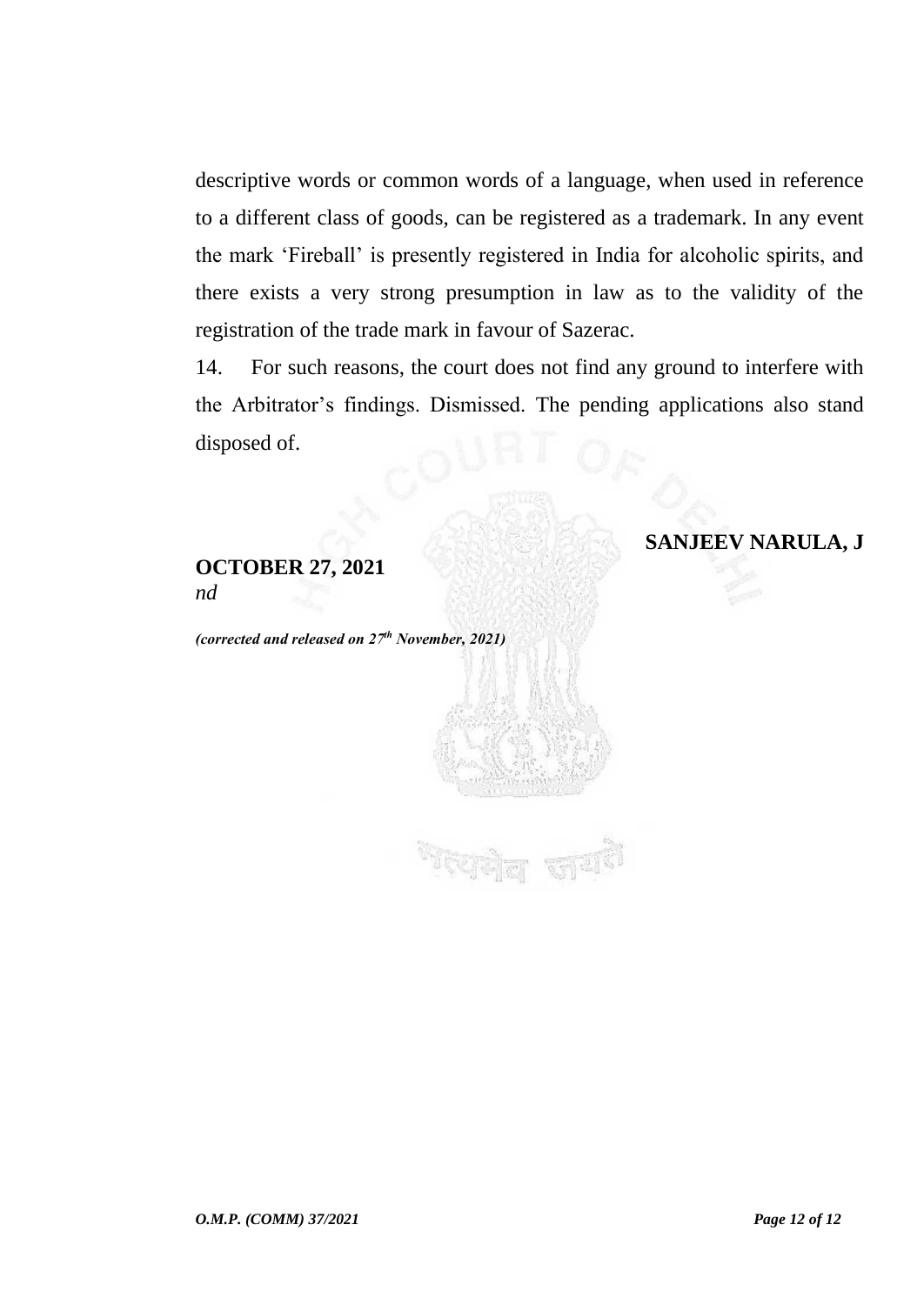descriptive words or common words of a language, when used in reference to a different class of goods, can be registered as a trademark. In any event the mark 'Fireball' is presently registered in India for alcoholic spirits, and there exists a very strong presumption in law as to the validity of the registration of the trade mark in favour of Sazerac.

14. For such reasons, the court does not find any ground to interfere with the Arbitrator's findings. Dismissed. The pending applications also stand disposed of.

**SANJEEV NARULA, J**

**OCTOBER 27, 2021**
*nd*

***(corrected and released on 27th November, 2021)***